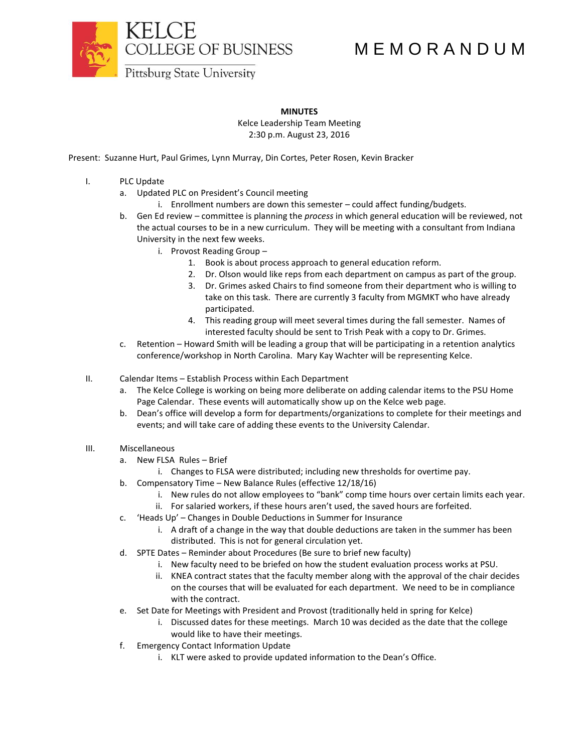KELCE COLLEGE OF BUSINESS
Pittsburg State University

# MEMORANDUM

**MINUTES**
Kelce Leadership Team Meeting
2:30 p.m. August 23, 2016

Present: Suzanne Hurt, Paul Grimes, Lynn Murray, Din Cortes, Peter Rosen, Kevin Bracker

I. PLC Update
   a. Updated PLC on President's Council meeting
      i. Enrollment numbers are down this semester – could affect funding/budgets.
   b. Gen Ed review – committee is planning the *process* in which general education will be reviewed, not the actual courses to be in a new curriculum. They will be meeting with a consultant from Indiana University in the next few weeks.
      i. Provost Reading Group –
         1. Book is about process approach to general education reform.
         2. Dr. Olson would like reps from each department on campus as part of the group.
         3. Dr. Grimes asked Chairs to find someone from their department who is willing to take on this task. There are currently 3 faculty from MGMKT who have already participated.
         4. This reading group will meet several times during the fall semester. Names of interested faculty should be sent to Trish Peak with a copy to Dr. Grimes.
   c. Retention – Howard Smith will be leading a group that will be participating in a retention analytics conference/workshop in North Carolina. Mary Kay Wachter will be representing Kelce.

II. Calendar Items – Establish Process within Each Department
   a. The Kelce College is working on being more deliberate on adding calendar items to the PSU Home Page Calendar. These events will automatically show up on the Kelce web page.
   b. Dean's office will develop a form for departments/organizations to complete for their meetings and events; and will take care of adding these events to the University Calendar.

III. Miscellaneous
   a. New FLSA Rules – Brief
      i. Changes to FLSA were distributed; including new thresholds for overtime pay.
   b. Compensatory Time – New Balance Rules (effective 12/18/16)
      i. New rules do not allow employees to "bank" comp time hours over certain limits each year.
      ii. For salaried workers, if these hours aren't used, the saved hours are forfeited.
   c. 'Heads Up' – Changes in Double Deductions in Summer for Insurance
      i. A draft of a change in the way that double deductions are taken in the summer has been distributed. This is not for general circulation yet.
   d. SPTE Dates – Reminder about Procedures (Be sure to brief new faculty)
      i. New faculty need to be briefed on how the student evaluation process works at PSU.
      ii. KNEA contract states that the faculty member along with the approval of the chair decides on the courses that will be evaluated for each department. We need to be in compliance with the contract.
   e. Set Date for Meetings with President and Provost (traditionally held in spring for Kelce)
      i. Discussed dates for these meetings. March 10 was decided as the date that the college would like to have their meetings.
   f. Emergency Contact Information Update
      i. KLT were asked to provide updated information to the Dean's Office.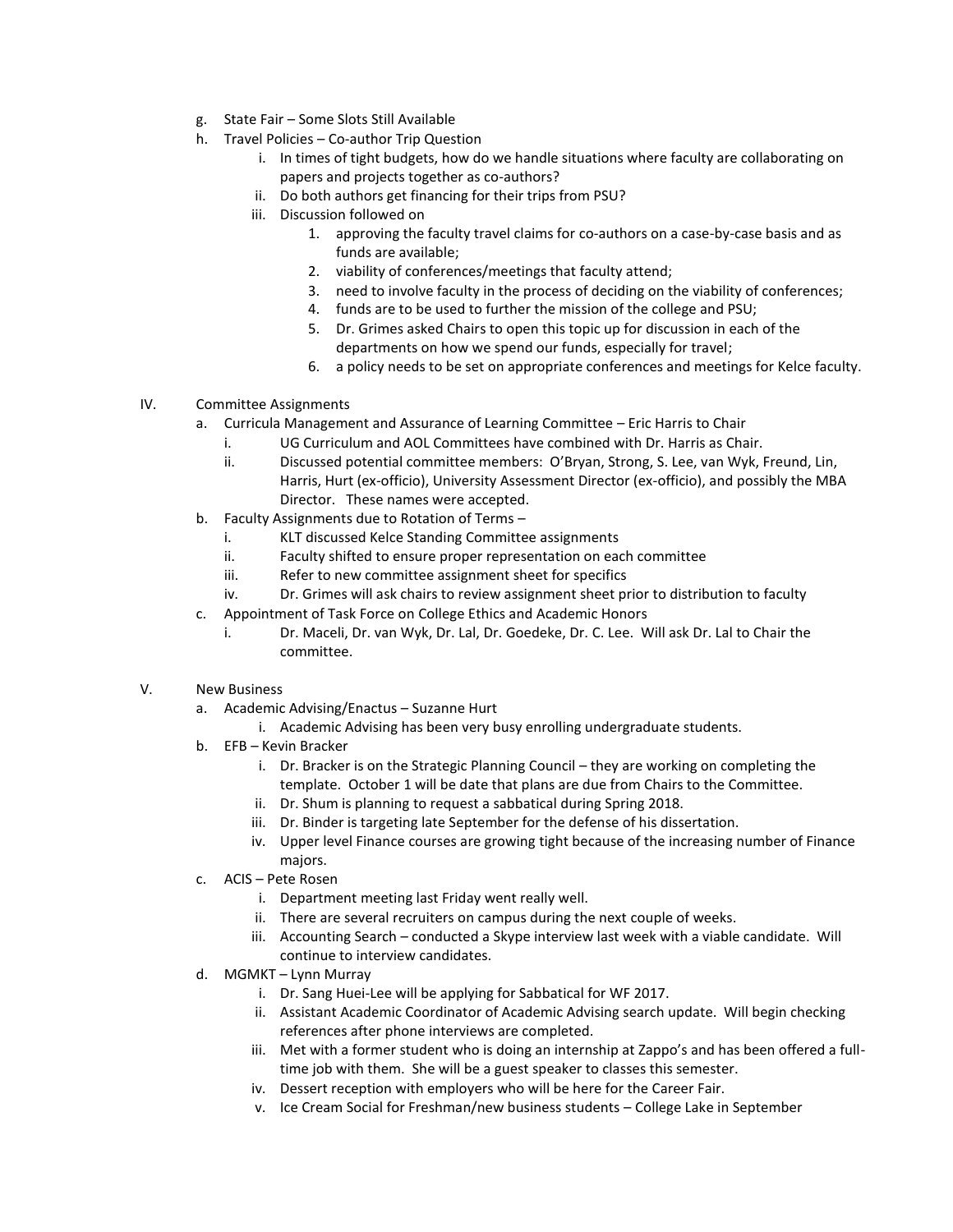g. State Fair – Some Slots Still Available

h. Travel Policies – Co-author Trip Question

   i. In times of tight budgets, how do we handle situations where faculty are collaborating on papers and projects together as co-authors?

   ii. Do both authors get financing for their trips from PSU?

   iii. Discussion followed on

      1. approving the faculty travel claims for co-authors on a case-by-case basis and as funds are available;
      2. viability of conferences/meetings that faculty attend;
      3. need to involve faculty in the process of deciding on the viability of conferences;
      4. funds are to be used to further the mission of the college and PSU;
      5. Dr. Grimes asked Chairs to open this topic up for discussion in each of the departments on how we spend our funds, especially for travel;
      6. a policy needs to be set on appropriate conferences and meetings for Kelce faculty.

IV. Committee Assignments

a. Curricula Management and Assurance of Learning Committee – Eric Harris to Chair

   i. UG Curriculum and AOL Committees have combined with Dr. Harris as Chair.

   ii. Discussed potential committee members: O'Bryan, Strong, S. Lee, van Wyk, Freund, Lin, Harris, Hurt (ex-officio), University Assessment Director (ex-officio), and possibly the MBA Director. These names were accepted.

b. Faculty Assignments due to Rotation of Terms –

   i. KLT discussed Kelce Standing Committee assignments

   ii. Faculty shifted to ensure proper representation on each committee

   iii. Refer to new committee assignment sheet for specifics

   iv. Dr. Grimes will ask chairs to review assignment sheet prior to distribution to faculty

c. Appointment of Task Force on College Ethics and Academic Honors

   i. Dr. Maceli, Dr. van Wyk, Dr. Lal, Dr. Goedeke, Dr. C. Lee. Will ask Dr. Lal to Chair the committee.

V. New Business

a. Academic Advising/Enactus – Suzanne Hurt

   i. Academic Advising has been very busy enrolling undergraduate students.

b. EFB – Kevin Bracker

   i. Dr. Bracker is on the Strategic Planning Council – they are working on completing the template. October 1 will be date that plans are due from Chairs to the Committee.

   ii. Dr. Shum is planning to request a sabbatical during Spring 2018.

   iii. Dr. Binder is targeting late September for the defense of his dissertation.

   iv. Upper level Finance courses are growing tight because of the increasing number of Finance majors.

c. ACIS – Pete Rosen

   i. Department meeting last Friday went really well.

   ii. There are several recruiters on campus during the next couple of weeks.

   iii. Accounting Search – conducted a Skype interview last week with a viable candidate. Will continue to interview candidates.

d. MGMKT – Lynn Murray

   i. Dr. Sang Huei-Lee will be applying for Sabbatical for WF 2017.

   ii. Assistant Academic Coordinator of Academic Advising search update. Will begin checking references after phone interviews are completed.

   iii. Met with a former student who is doing an internship at Zappo's and has been offered a full-time job with them. She will be a guest speaker to classes this semester.

   iv. Dessert reception with employers who will be here for the Career Fair.

   v. Ice Cream Social for Freshman/new business students – College Lake in September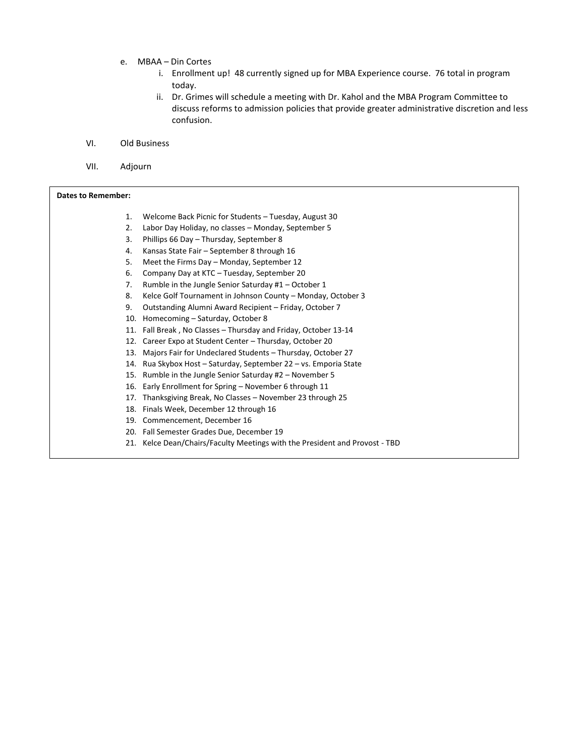e. MBAA – Din Cortes
   i. Enrollment up! 48 currently signed up for MBA Experience course. 76 total in program today.
   ii. Dr. Grimes will schedule a meeting with Dr. Kahol and the MBA Program Committee to discuss reforms to admission policies that provide greater administrative discretion and less confusion.

VI. Old Business

VII. Adjourn

**Dates to Remember:**

1. Welcome Back Picnic for Students – Tuesday, August 30
2. Labor Day Holiday, no classes – Monday, September 5
3. Phillips 66 Day – Thursday, September 8
4. Kansas State Fair – September 8 through 16
5. Meet the Firms Day – Monday, September 12
6. Company Day at KTC – Tuesday, September 20
7. Rumble in the Jungle Senior Saturday #1 – October 1
8. Kelce Golf Tournament in Johnson County – Monday, October 3
9. Outstanding Alumni Award Recipient – Friday, October 7
10. Homecoming – Saturday, October 8
11. Fall Break , No Classes – Thursday and Friday, October 13-14
12. Career Expo at Student Center – Thursday, October 20
13. Majors Fair for Undeclared Students – Thursday, October 27
14. Rua Skybox Host – Saturday, September 22 – vs. Emporia State
15. Rumble in the Jungle Senior Saturday #2 – November 5
16. Early Enrollment for Spring – November 6 through 11
17. Thanksgiving Break, No Classes – November 23 through 25
18. Finals Week, December 12 through 16
19. Commencement, December 16
20. Fall Semester Grades Due, December 19
21. Kelce Dean/Chairs/Faculty Meetings with the President and Provost - TBD